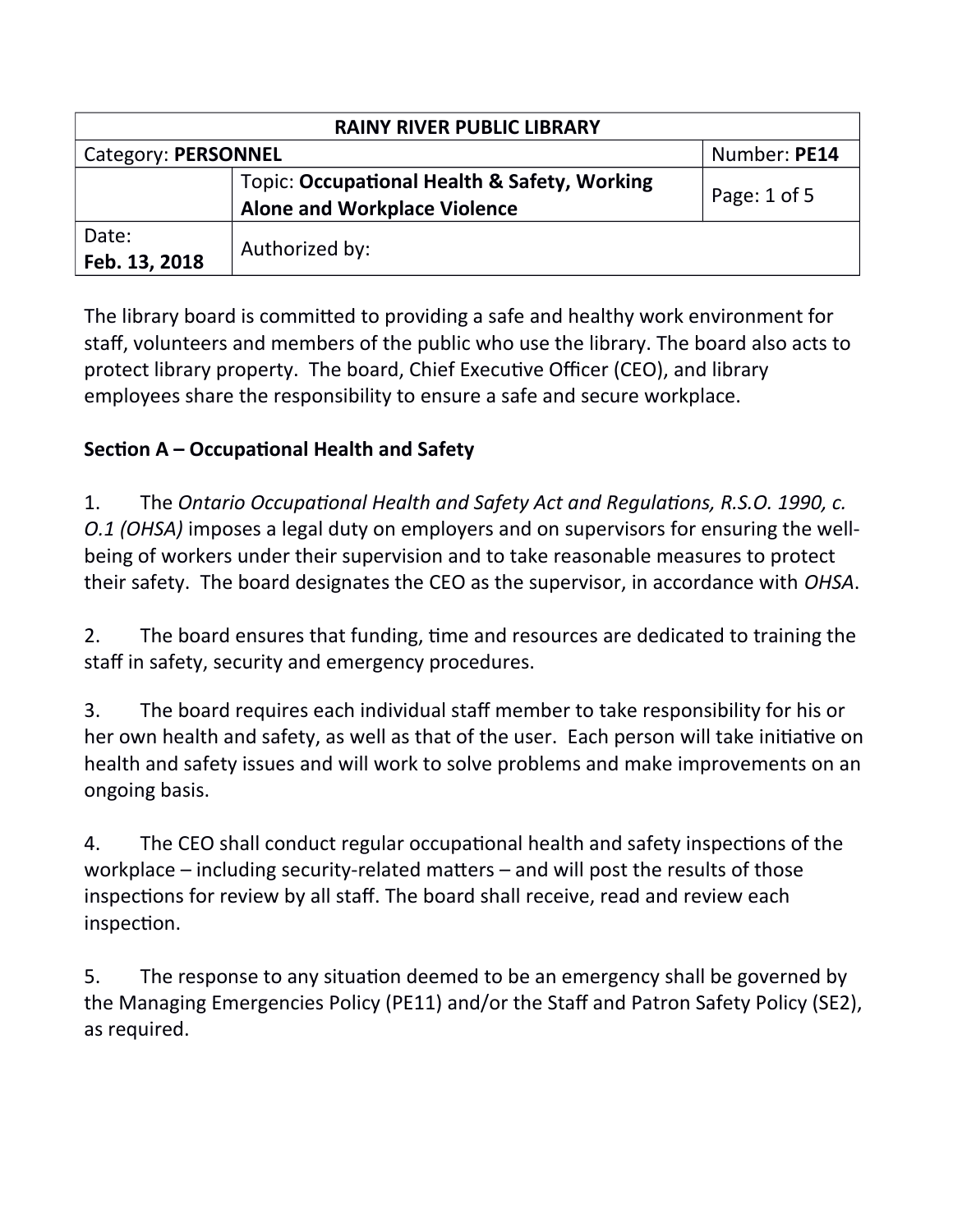| RAINY RIVER PUBLIC LIBRARY | | |
|---|---|---|
| Category: **PERSONNEL** | | Number: **PE14** |
| | Topic: **Occupational Health & Safety, Working Alone and Workplace Violence** | Page: 1 of 5 |
| Date: **Feb. 13, 2018** | Authorized by: | |

The library board is committed to providing a safe and healthy work environment for staff, volunteers and members of the public who use the library. The board also acts to protect library property. The board, Chief Executive Officer (CEO), and library employees share the responsibility to ensure a safe and secure workplace.

**Section A – Occupational Health and Safety**

1. The *Ontario Occupational Health and Safety Act and Regulations, R.S.O. 1990, c. O.1 (OHSA)* imposes a legal duty on employers and on supervisors for ensuring the well-being of workers under their supervision and to take reasonable measures to protect their safety. The board designates the CEO as the supervisor, in accordance with *OHSA*.

2. The board ensures that funding, time and resources are dedicated to training the staff in safety, security and emergency procedures.

3. The board requires each individual staff member to take responsibility for his or her own health and safety, as well as that of the user. Each person will take initiative on health and safety issues and will work to solve problems and make improvements on an ongoing basis.

4. The CEO shall conduct regular occupational health and safety inspections of the workplace – including security-related matters – and will post the results of those inspections for review by all staff. The board shall receive, read and review each inspection.

5. The response to any situation deemed to be an emergency shall be governed by the Managing Emergencies Policy (PE11) and/or the Staff and Patron Safety Policy (SE2), as required.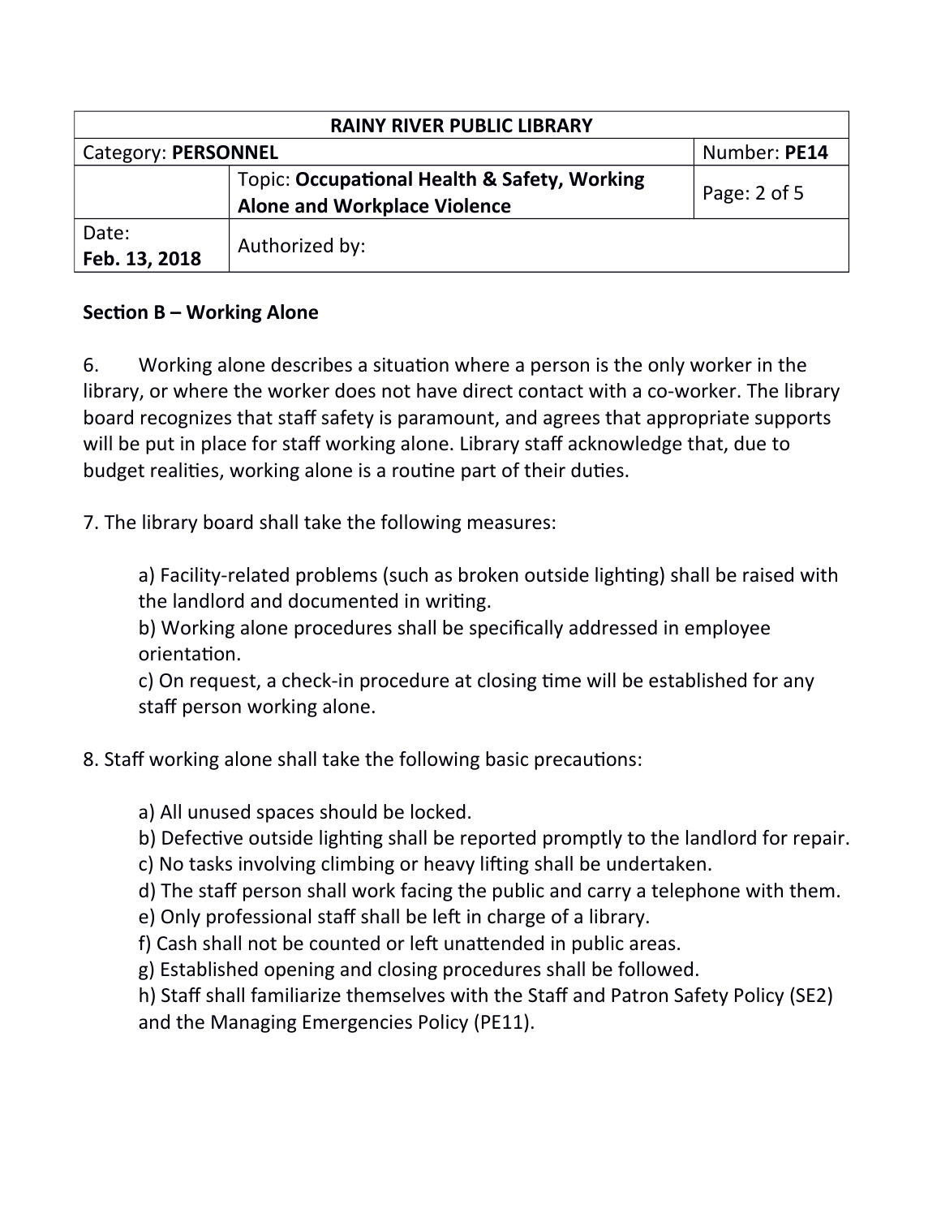| RAINY RIVER PUBLIC LIBRARY | | |
|---|---|---|
| Category: **PERSONNEL** | | Number: **PE14** |
| | Topic: **Occupational Health & Safety, Working Alone and Workplace Violence** | Page: 2 of 5 |
| Date: **Feb. 13, 2018** | Authorized by: | |

**Section B – Working Alone**

6. Working alone describes a situation where a person is the only worker in the library, or where the worker does not have direct contact with a co-worker. The library board recognizes that staff safety is paramount, and agrees that appropriate supports will be put in place for staff working alone. Library staff acknowledge that, due to budget realities, working alone is a routine part of their duties.

7. The library board shall take the following measures:

> a) Facility-related problems (such as broken outside lighting) shall be raised with the landlord and documented in writing.
> b) Working alone procedures shall be specifically addressed in employee orientation.
> c) On request, a check-in procedure at closing time will be established for any staff person working alone.

8. Staff working alone shall take the following basic precautions:

> a) All unused spaces should be locked.
> b) Defective outside lighting shall be reported promptly to the landlord for repair.
> c) No tasks involving climbing or heavy lifting shall be undertaken.
> d) The staff person shall work facing the public and carry a telephone with them.
> e) Only professional staff shall be left in charge of a library.
> f) Cash shall not be counted or left unattended in public areas.
> g) Established opening and closing procedures shall be followed.
> h) Staff shall familiarize themselves with the Staff and Patron Safety Policy (SE2) and the Managing Emergencies Policy (PE11).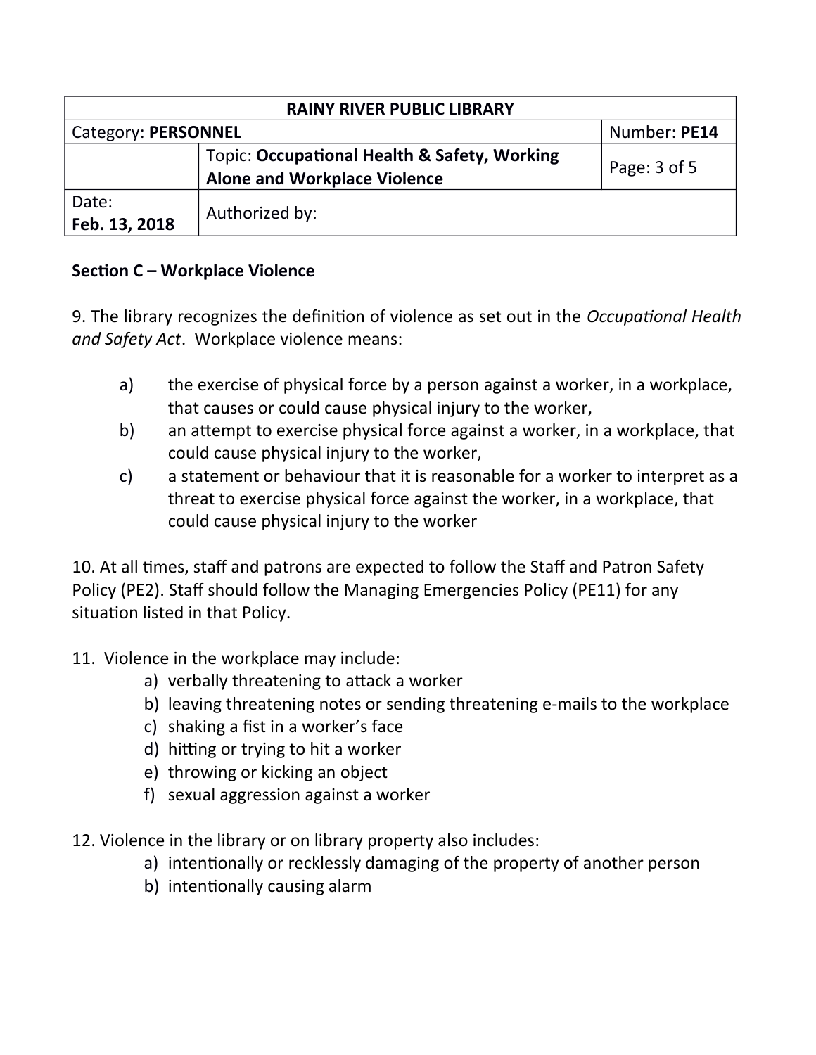**Section C – Workplace Violence**

9. The library recognizes the definition of violence as set out in the *Occupational Health and Safety Act*. Workplace violence means:

a) the exercise of physical force by a person against a worker, in a workplace, that causes or could cause physical injury to the worker,
b) an attempt to exercise physical force against a worker, in a workplace, that could cause physical injury to the worker,
c) a statement or behaviour that it is reasonable for a worker to interpret as a threat to exercise physical force against the worker, in a workplace, that could cause physical injury to the worker

10. At all times, staff and patrons are expected to follow the Staff and Patron Safety Policy (PE2). Staff should follow the Managing Emergencies Policy (PE11) for any situation listed in that Policy.

11. Violence in the workplace may include:

a) verbally threatening to attack a worker
b) leaving threatening notes or sending threatening e-mails to the workplace
c) shaking a fist in a worker's face
d) hitting or trying to hit a worker
e) throwing or kicking an object
f) sexual aggression against a worker

12. Violence in the library or on library property also includes:

a) intentionally or recklessly damaging of the property of another person
b) intentionally causing alarm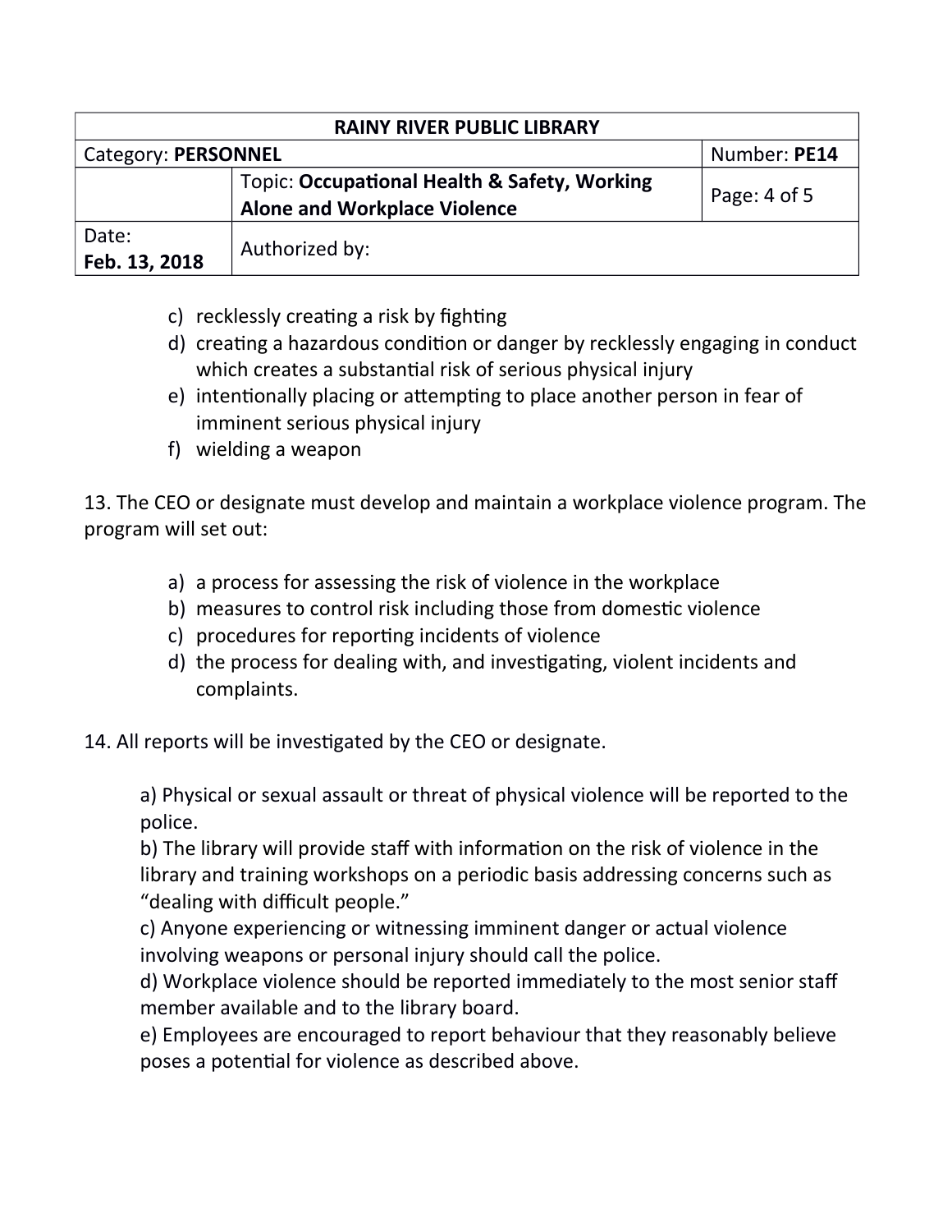c) recklessly creating a risk by fighting
d) creating a hazardous condition or danger by recklessly engaging in conduct which creates a substantial risk of serious physical injury
e) intentionally placing or attempting to place another person in fear of imminent serious physical injury
f) wielding a weapon

13. The CEO or designate must develop and maintain a workplace violence program. The program will set out:

a) a process for assessing the risk of violence in the workplace
b) measures to control risk including those from domestic violence
c) procedures for reporting incidents of violence
d) the process for dealing with, and investigating, violent incidents and complaints.

14. All reports will be investigated by the CEO or designate.

a) Physical or sexual assault or threat of physical violence will be reported to the police.
b) The library will provide staff with information on the risk of violence in the library and training workshops on a periodic basis addressing concerns such as "dealing with difficult people."
c) Anyone experiencing or witnessing imminent danger or actual violence involving weapons or personal injury should call the police.
d) Workplace violence should be reported immediately to the most senior staff member available and to the library board.
e) Employees are encouraged to report behaviour that they reasonably believe poses a potential for violence as described above.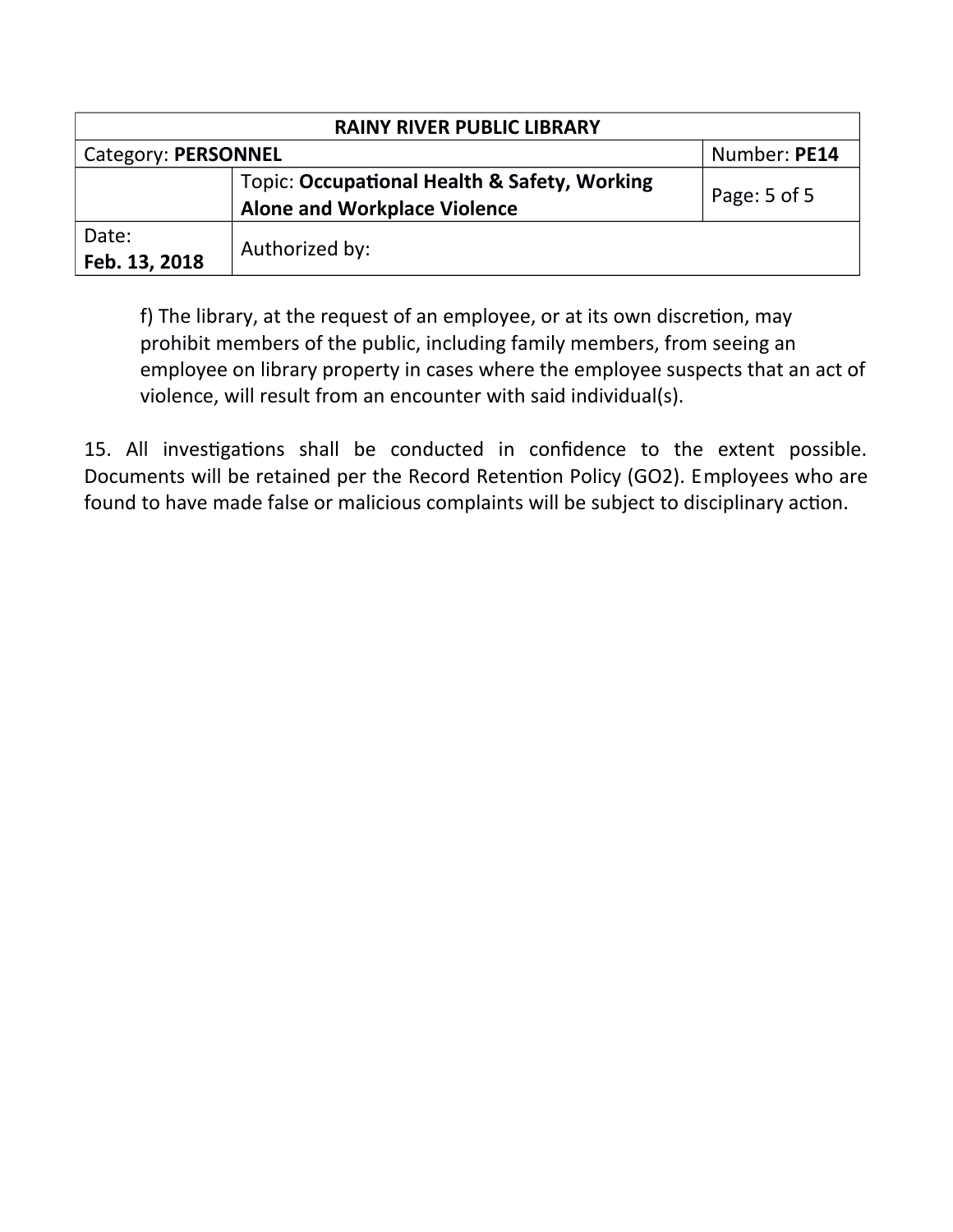f) The library, at the request of an employee, or at its own discretion, may prohibit members of the public, including family members, from seeing an employee on library property in cases where the employee suspects that an act of violence, will result from an encounter with said individual(s).

15. All investigations shall be conducted in confidence to the extent possible. Documents will be retained per the Record Retention Policy (GO2). Employees who are found to have made false or malicious complaints will be subject to disciplinary action.